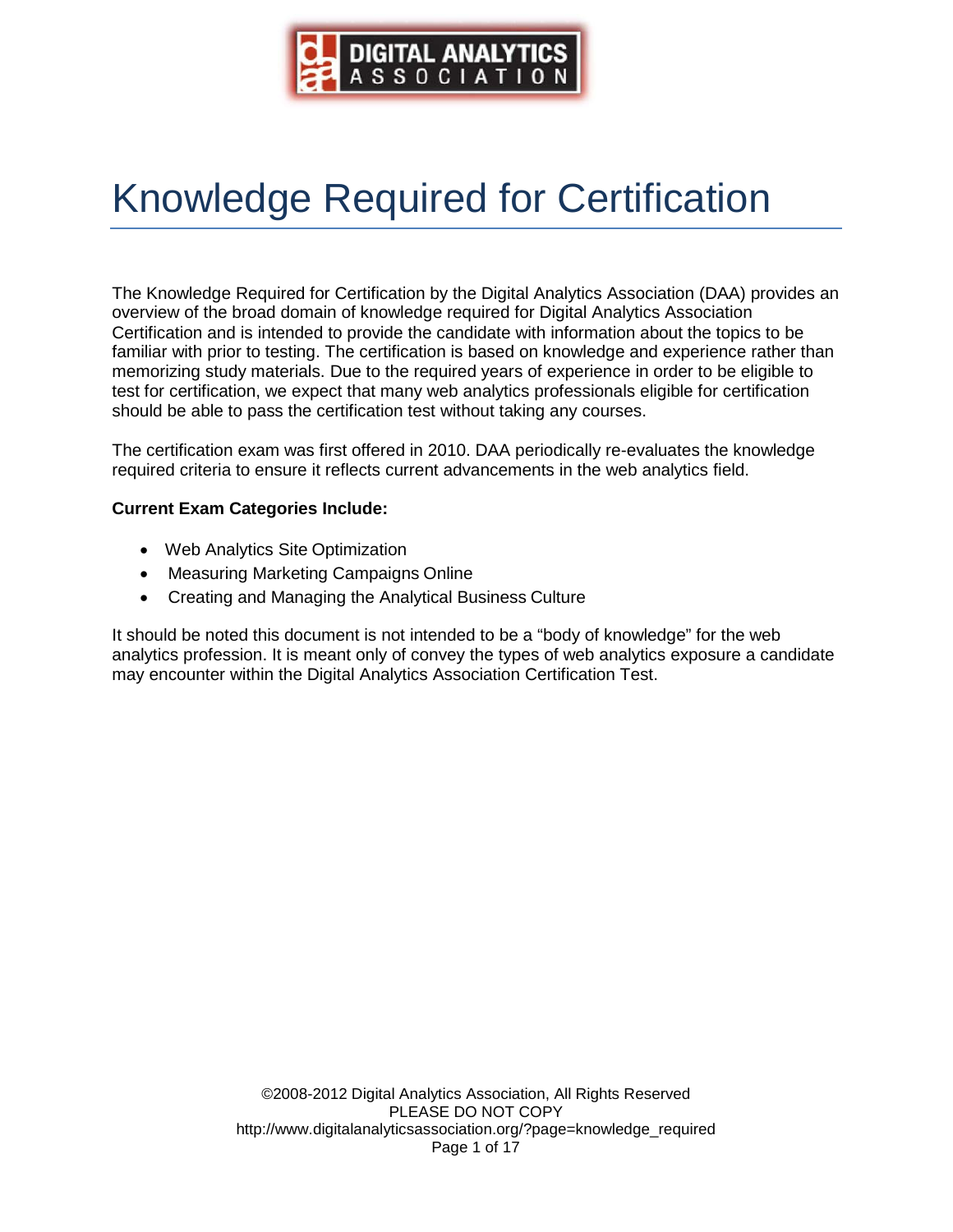DIGITAL ANALYTICS ASSOCIATION

# Knowledge Required for Certification

The Knowledge Required for Certification by the Digital Analytics Association (DAA) provides an overview of the broad domain of knowledge required for Digital Analytics Association Certification and is intended to provide the candidate with information about the topics to be familiar with prior to testing. The certification is based on knowledge and experience rather than memorizing study materials. Due to the required years of experience in order to be eligible to test for certification, we expect that many web analytics professionals eligible for certification should be able to pass the certification test without taking any courses.

The certification exam was first offered in 2010. DAA periodically re-evaluates the knowledge required criteria to ensure it reflects current advancements in the web analytics field.

**Current Exam Categories Include:**

- Web Analytics Site Optimization
- Measuring Marketing Campaigns Online
- Creating and Managing the Analytical Business Culture

It should be noted this document is not intended to be a "body of knowledge" for the web analytics profession. It is meant only of convey the types of web analytics exposure a candidate may encounter within the Digital Analytics Association Certification Test.

©2008-2012 Digital Analytics Association, All Rights Reserved
PLEASE DO NOT COPY
http://www.digitalanalyticsassociation.org/?page=knowledge_required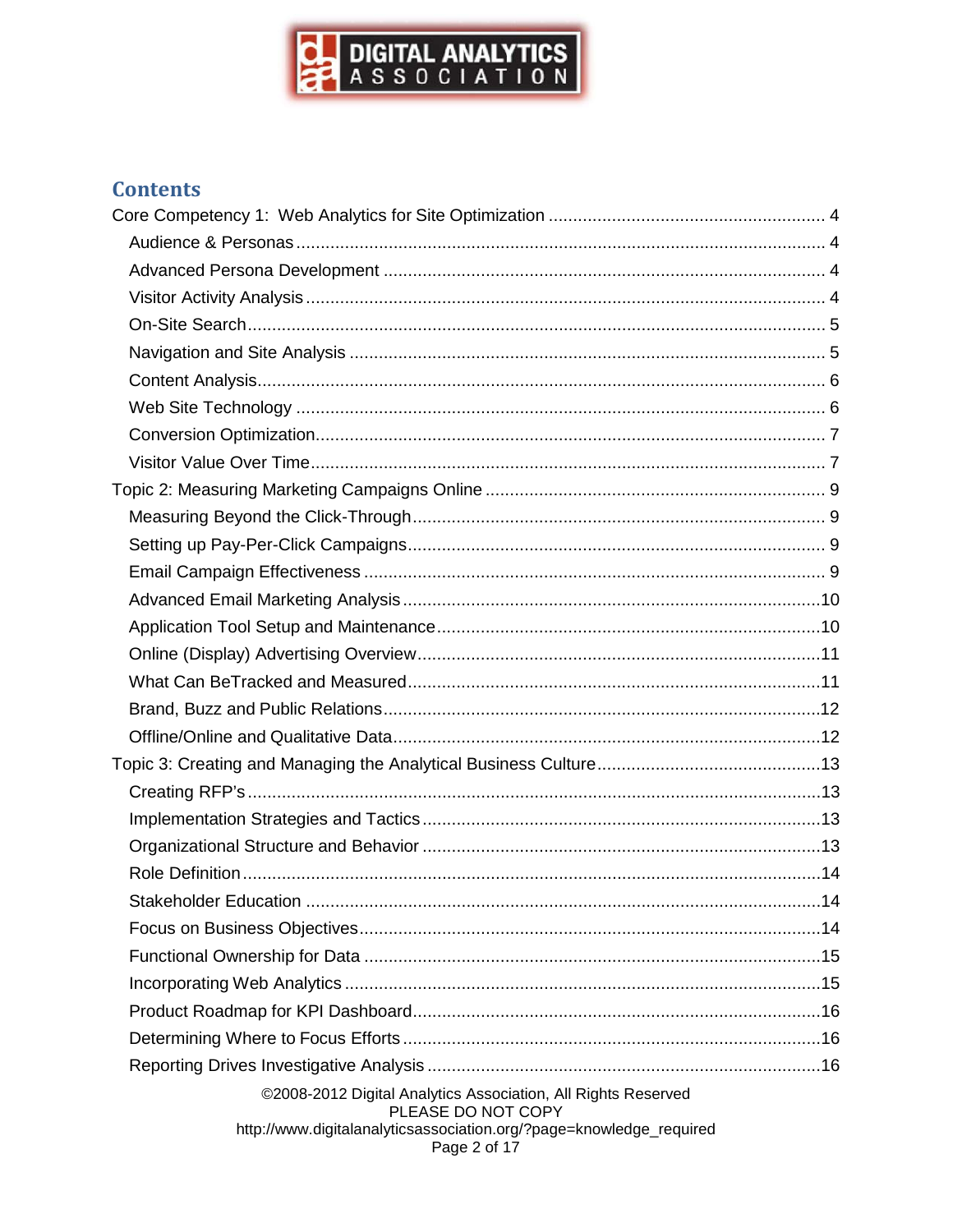## Contents

Core Competency 1: Web Analytics for Site Optimization ........................................................ 4

- Audience & Personas ........................................................................................................... 4
- Advanced Persona Development .......................................................................................... 4
- Visitor Activity Analysis ......................................................................................................... 4
- On-Site Search ..................................................................................................................... 5
- Navigation and Site Analysis ................................................................................................ 5
- Content Analysis .................................................................................................................. 6
- Web Site Technology ........................................................................................................... 6
- Conversion Optimization ....................................................................................................... 7
- Visitor Value Over Time ........................................................................................................ 7

Topic 2: Measuring Marketing Campaigns Online ..................................................................... 9

- Measuring Beyond the Click-Through ................................................................................... 9
- Setting up Pay-Per-Click Campaigns .................................................................................... 9
- Email Campaign Effectiveness ............................................................................................. 9
- Advanced Email Marketing Analysis .................................................................................... 10
- Application Tool Setup and Maintenance ............................................................................. 10
- Online (Display) Advertising Overview ................................................................................. 11
- What Can BeTracked and Measured ................................................................................... 11
- Brand, Buzz and Public Relations ........................................................................................ 12
- Offline/Online and Qualitative Data ...................................................................................... 12

Topic 3: Creating and Managing the Analytical Business Culture ............................................. 13

- Creating RFP's .................................................................................................................... 13
- Implementation Strategies and Tactics ................................................................................ 13
- Organizational Structure and Behavior ................................................................................ 13
- Role Definition ..................................................................................................................... 14
- Stakeholder Education ........................................................................................................ 14
- Focus on Business Objectives ............................................................................................. 14
- Functional Ownership for Data ............................................................................................ 15
- Incorporating Web Analytics ................................................................................................ 15
- Product Roadmap for KPI Dashboard .................................................................................. 16
- Determining Where to Focus Efforts .................................................................................... 16
- Reporting Drives Investigative Analysis ............................................................................... 16

©2008-2012 Digital Analytics Association, All Rights Reserved
PLEASE DO NOT COPY
http://www.digitalanalyticsassociation.org/?page=knowledge_required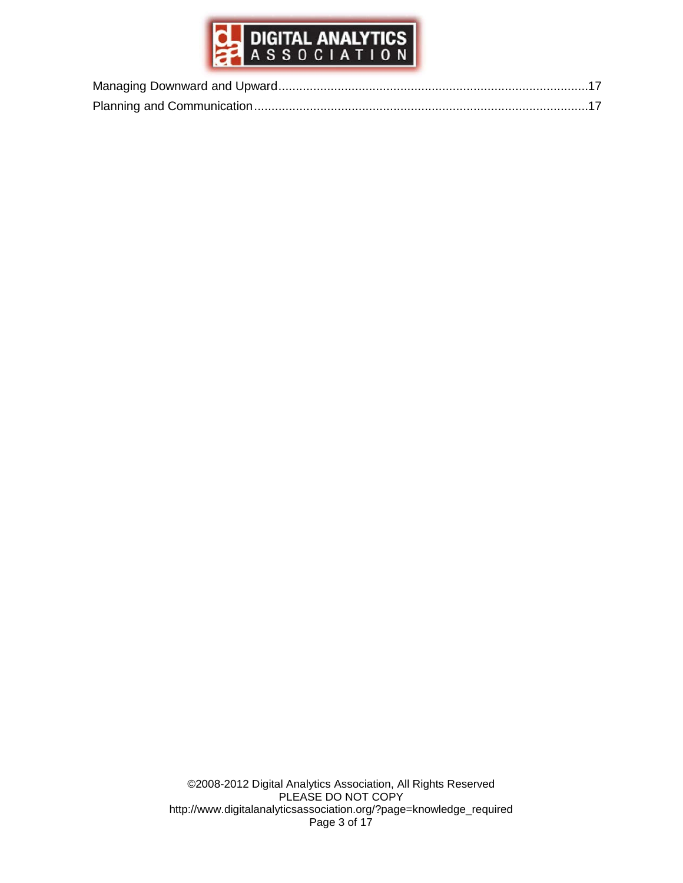Managing Downward and Upward........................................................................................17
Planning and Communication................................................................................................17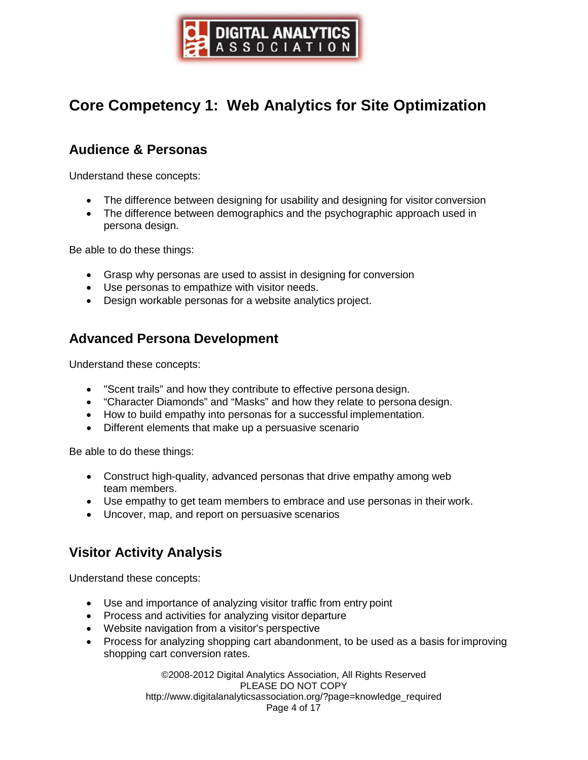# Core Competency 1: Web Analytics for Site Optimization

## Audience & Personas

Understand these concepts:

- The difference between designing for usability and designing for visitor conversion
- The difference between demographics and the psychographic approach used in persona design.

Be able to do these things:

- Grasp why personas are used to assist in designing for conversion
- Use personas to empathize with visitor needs.
- Design workable personas for a website analytics project.

## Advanced Persona Development

Understand these concepts:

- "Scent trails" and how they contribute to effective persona design.
- “Character Diamonds” and “Masks” and how they relate to persona design.
- How to build empathy into personas for a successful implementation.
- Different elements that make up a persuasive scenario

Be able to do these things:

- Construct high-quality, advanced personas that drive empathy among web team members.
- Use empathy to get team members to embrace and use personas in their work.
- Uncover, map, and report on persuasive scenarios

## Visitor Activity Analysis

Understand these concepts:

- Use and importance of analyzing visitor traffic from entry point
- Process and activities for analyzing visitor departure
- Website navigation from a visitor's perspective
- Process for analyzing shopping cart abandonment, to be used as a basis for improving shopping cart conversion rates.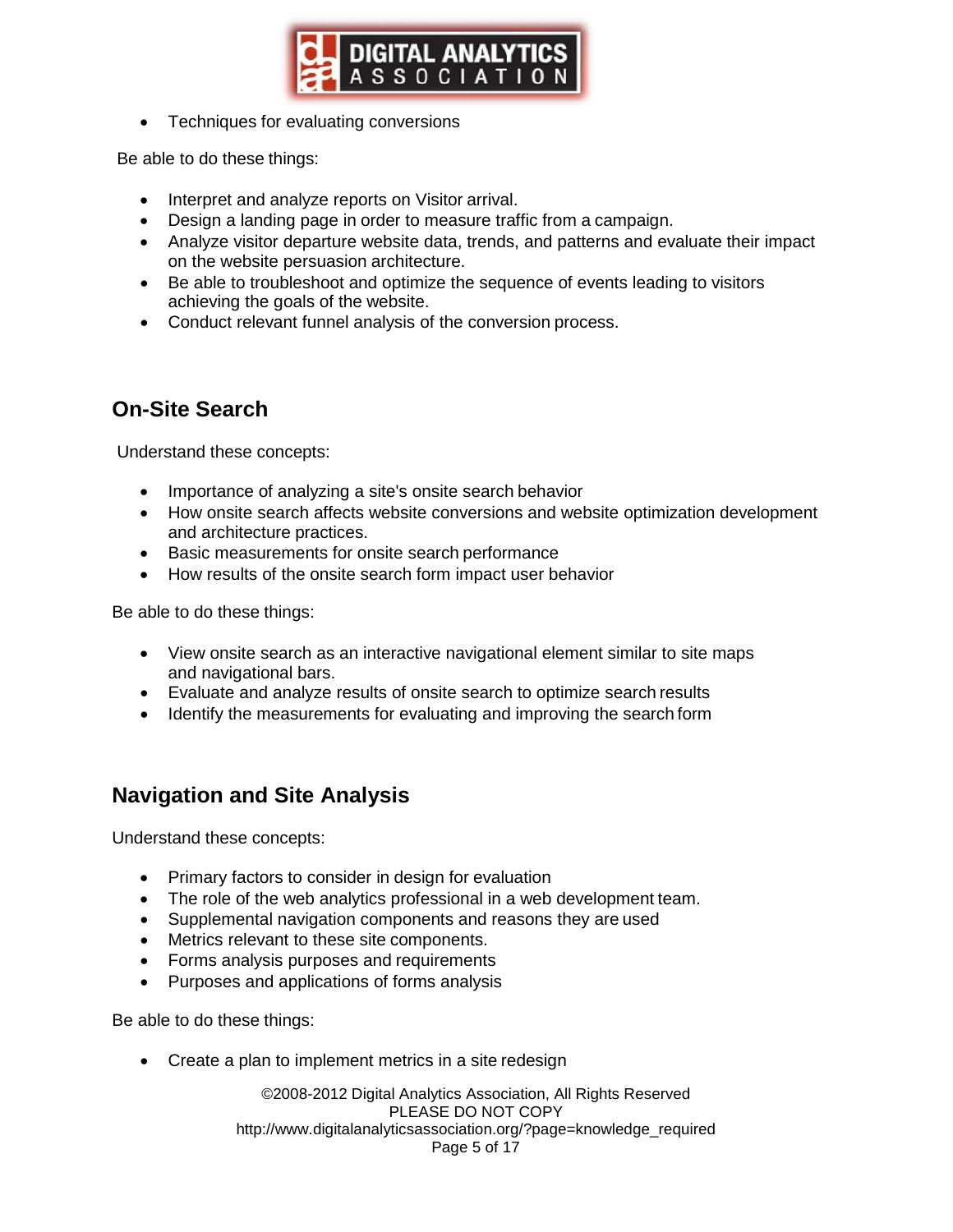- Techniques for evaluating conversions

Be able to do these things:

- Interpret and analyze reports on Visitor arrival.
- Design a landing page in order to measure traffic from a campaign.
- Analyze visitor departure website data, trends, and patterns and evaluate their impact on the website persuasion architecture.
- Be able to troubleshoot and optimize the sequence of events leading to visitors achieving the goals of the website.
- Conduct relevant funnel analysis of the conversion process.

## On-Site Search

Understand these concepts:

- Importance of analyzing a site's onsite search behavior
- How onsite search affects website conversions and website optimization development and architecture practices.
- Basic measurements for onsite search performance
- How results of the onsite search form impact user behavior

Be able to do these things:

- View onsite search as an interactive navigational element similar to site maps and navigational bars.
- Evaluate and analyze results of onsite search to optimize search results
- Identify the measurements for evaluating and improving the search form

## Navigation and Site Analysis

Understand these concepts:

- Primary factors to consider in design for evaluation
- The role of the web analytics professional in a web development team.
- Supplemental navigation components and reasons they are used
- Metrics relevant to these site components.
- Forms analysis purposes and requirements
- Purposes and applications of forms analysis

Be able to do these things:

- Create a plan to implement metrics in a site redesign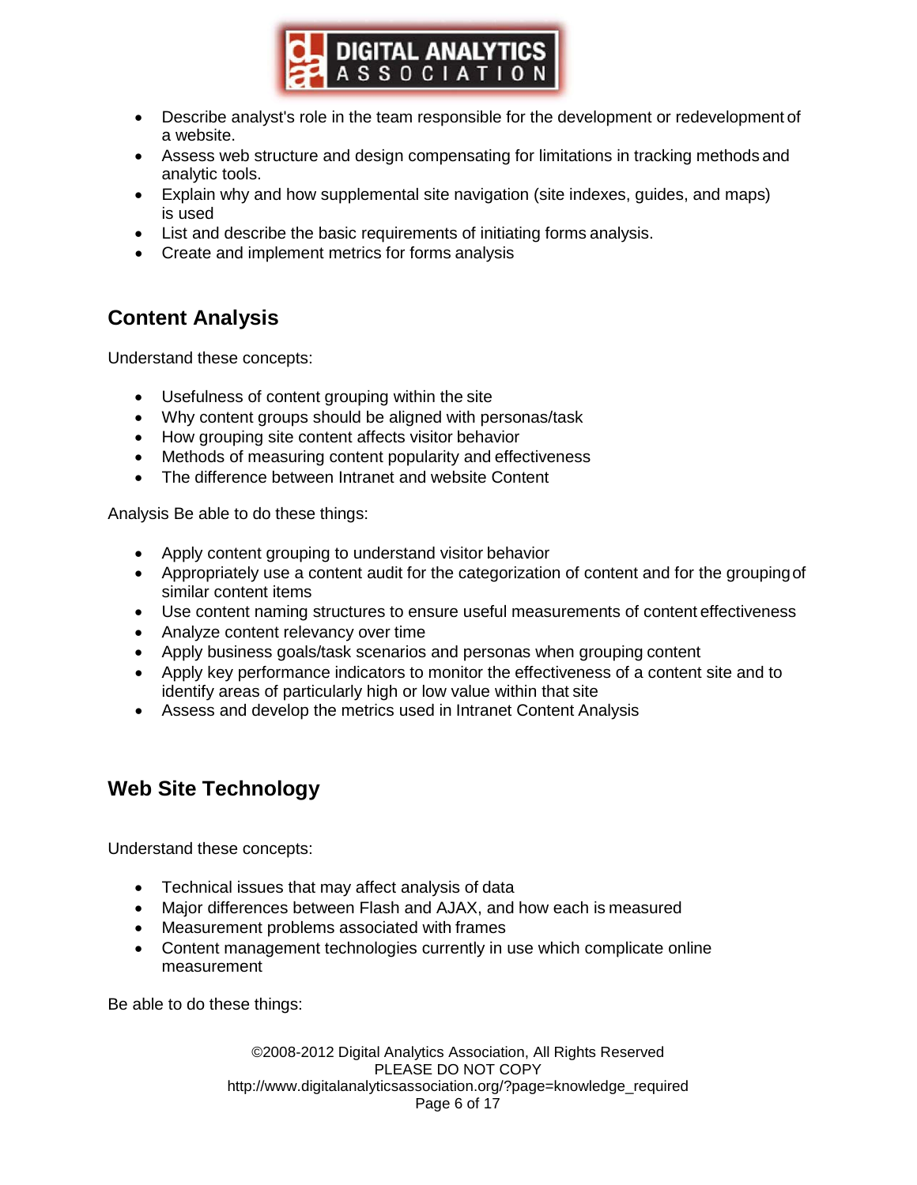- Describe analyst's role in the team responsible for the development or redevelopment of a website.
- Assess web structure and design compensating for limitations in tracking methods and analytic tools.
- Explain why and how supplemental site navigation (site indexes, guides, and maps) is used
- List and describe the basic requirements of initiating forms analysis.
- Create and implement metrics for forms analysis

## Content Analysis

Understand these concepts:

- Usefulness of content grouping within the site
- Why content groups should be aligned with personas/task
- How grouping site content affects visitor behavior
- Methods of measuring content popularity and effectiveness
- The difference between Intranet and website Content

Analysis Be able to do these things:

- Apply content grouping to understand visitor behavior
- Appropriately use a content audit for the categorization of content and for the grouping of similar content items
- Use content naming structures to ensure useful measurements of content effectiveness
- Analyze content relevancy over time
- Apply business goals/task scenarios and personas when grouping content
- Apply key performance indicators to monitor the effectiveness of a content site and to identify areas of particularly high or low value within that site
- Assess and develop the metrics used in Intranet Content Analysis

## Web Site Technology

Understand these concepts:

- Technical issues that may affect analysis of data
- Major differences between Flash and AJAX, and how each is measured
- Measurement problems associated with frames
- Content management technologies currently in use which complicate online measurement

Be able to do these things: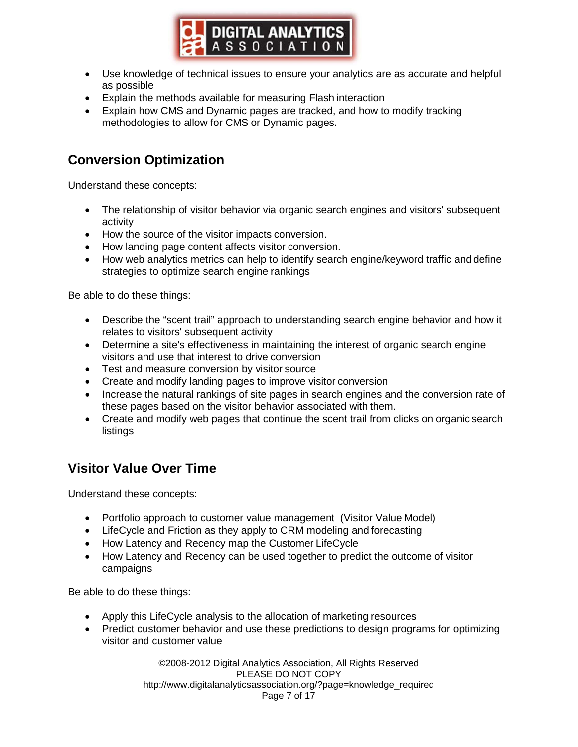- Use knowledge of technical issues to ensure your analytics are as accurate and helpful as possible
- Explain the methods available for measuring Flash interaction
- Explain how CMS and Dynamic pages are tracked, and how to modify tracking methodologies to allow for CMS or Dynamic pages.

## Conversion Optimization

Understand these concepts:

- The relationship of visitor behavior via organic search engines and visitors' subsequent activity
- How the source of the visitor impacts conversion.
- How landing page content affects visitor conversion.
- How web analytics metrics can help to identify search engine/keyword traffic and define strategies to optimize search engine rankings

Be able to do these things:

- Describe the "scent trail" approach to understanding search engine behavior and how it relates to visitors' subsequent activity
- Determine a site's effectiveness in maintaining the interest of organic search engine visitors and use that interest to drive conversion
- Test and measure conversion by visitor source
- Create and modify landing pages to improve visitor conversion
- Increase the natural rankings of site pages in search engines and the conversion rate of these pages based on the visitor behavior associated with them.
- Create and modify web pages that continue the scent trail from clicks on organic search listings

## Visitor Value Over Time

Understand these concepts:

- Portfolio approach to customer value management (Visitor Value Model)
- LifeCycle and Friction as they apply to CRM modeling and forecasting
- How Latency and Recency map the Customer LifeCycle
- How Latency and Recency can be used together to predict the outcome of visitor campaigns

Be able to do these things:

- Apply this LifeCycle analysis to the allocation of marketing resources
- Predict customer behavior and use these predictions to design programs for optimizing visitor and customer value

©2008-2012 Digital Analytics Association, All Rights Reserved
PLEASE DO NOT COPY
http://www.digitalanalyticsassociation.org/?page=knowledge_required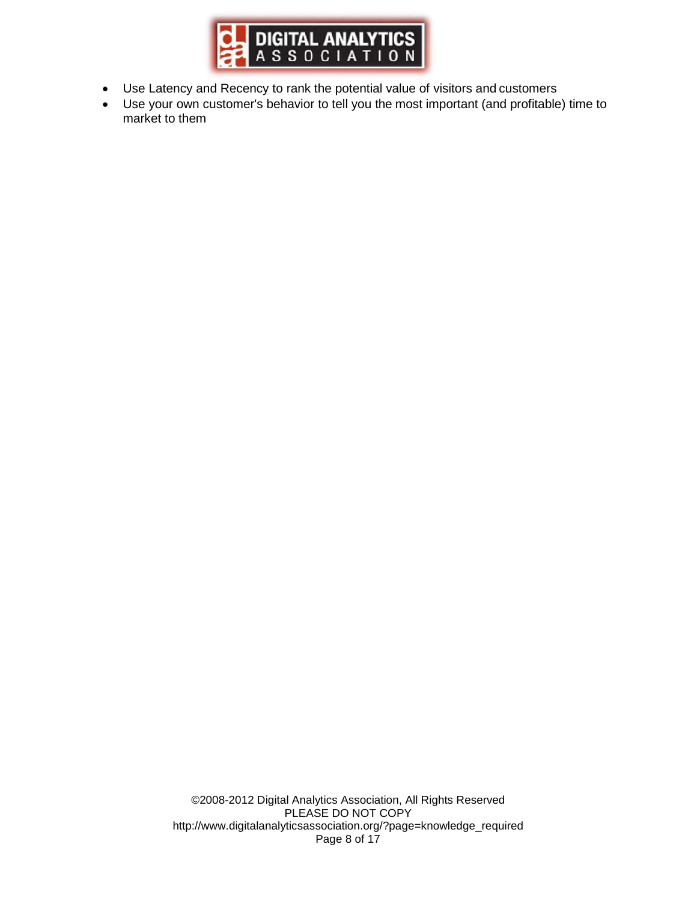- Use Latency and Recency to rank the potential value of visitors and customers
- Use your own customer's behavior to tell you the most important (and profitable) time to market to them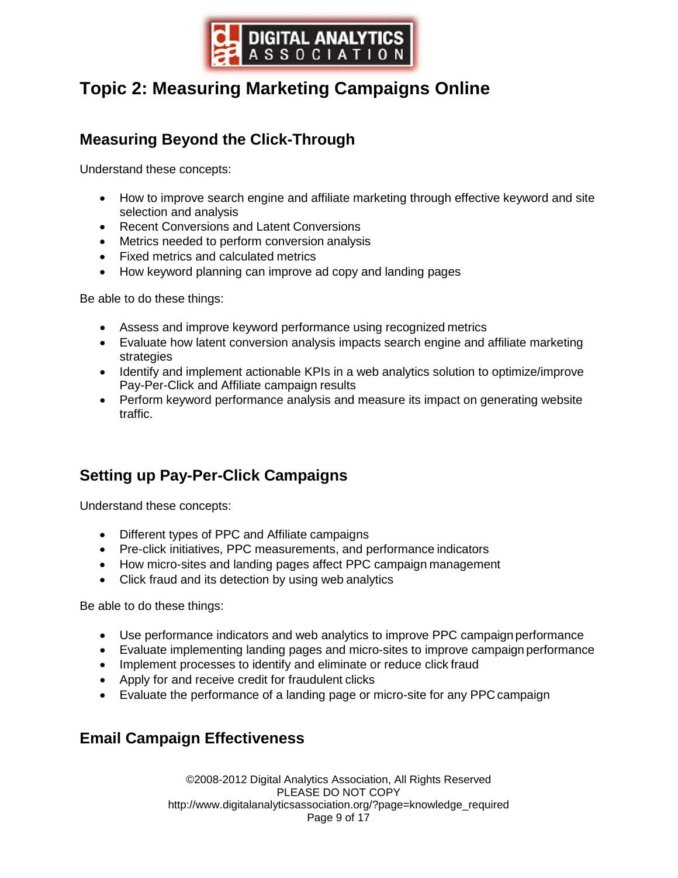# Topic 2: Measuring Marketing Campaigns Online

## Measuring Beyond the Click-Through

Understand these concepts:

- How to improve search engine and affiliate marketing through effective keyword and site selection and analysis
- Recent Conversions and Latent Conversions
- Metrics needed to perform conversion analysis
- Fixed metrics and calculated metrics
- How keyword planning can improve ad copy and landing pages

Be able to do these things:

- Assess and improve keyword performance using recognized metrics
- Evaluate how latent conversion analysis impacts search engine and affiliate marketing strategies
- Identify and implement actionable KPIs in a web analytics solution to optimize/improve Pay-Per-Click and Affiliate campaign results
- Perform keyword performance analysis and measure its impact on generating website traffic.

## Setting up Pay-Per-Click Campaigns

Understand these concepts:

- Different types of PPC and Affiliate campaigns
- Pre-click initiatives, PPC measurements, and performance indicators
- How micro-sites and landing pages affect PPC campaign management
- Click fraud and its detection by using web analytics

Be able to do these things:

- Use performance indicators and web analytics to improve PPC campaign performance
- Evaluate implementing landing pages and micro-sites to improve campaign performance
- Implement processes to identify and eliminate or reduce click fraud
- Apply for and receive credit for fraudulent clicks
- Evaluate the performance of a landing page or micro-site for any PPC campaign

## Email Campaign Effectiveness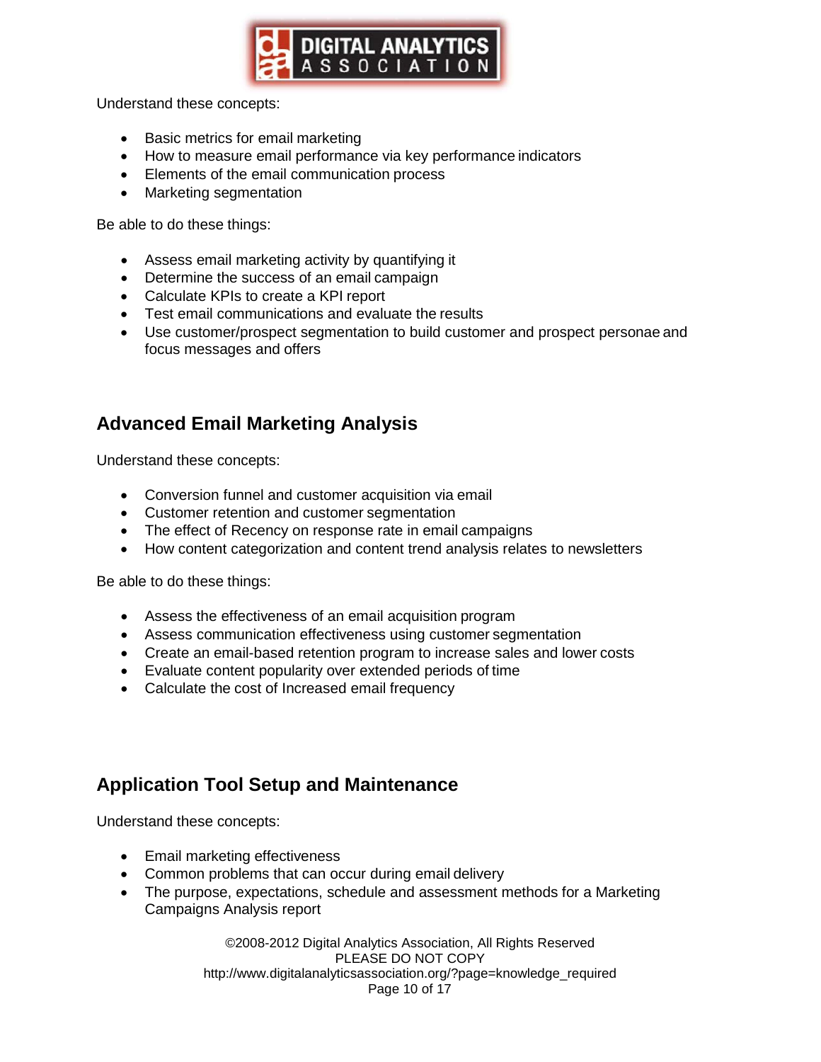Understand these concepts:

- Basic metrics for email marketing
- How to measure email performance via key performance indicators
- Elements of the email communication process
- Marketing segmentation

Be able to do these things:

- Assess email marketing activity by quantifying it
- Determine the success of an email campaign
- Calculate KPIs to create a KPI report
- Test email communications and evaluate the results
- Use customer/prospect segmentation to build customer and prospect personae and focus messages and offers

## Advanced Email Marketing Analysis

Understand these concepts:

- Conversion funnel and customer acquisition via email
- Customer retention and customer segmentation
- The effect of Recency on response rate in email campaigns
- How content categorization and content trend analysis relates to newsletters

Be able to do these things:

- Assess the effectiveness of an email acquisition program
- Assess communication effectiveness using customer segmentation
- Create an email-based retention program to increase sales and lower costs
- Evaluate content popularity over extended periods of time
- Calculate the cost of Increased email frequency

## Application Tool Setup and Maintenance

Understand these concepts:

- Email marketing effectiveness
- Common problems that can occur during email delivery
- The purpose, expectations, schedule and assessment methods for a Marketing Campaigns Analysis report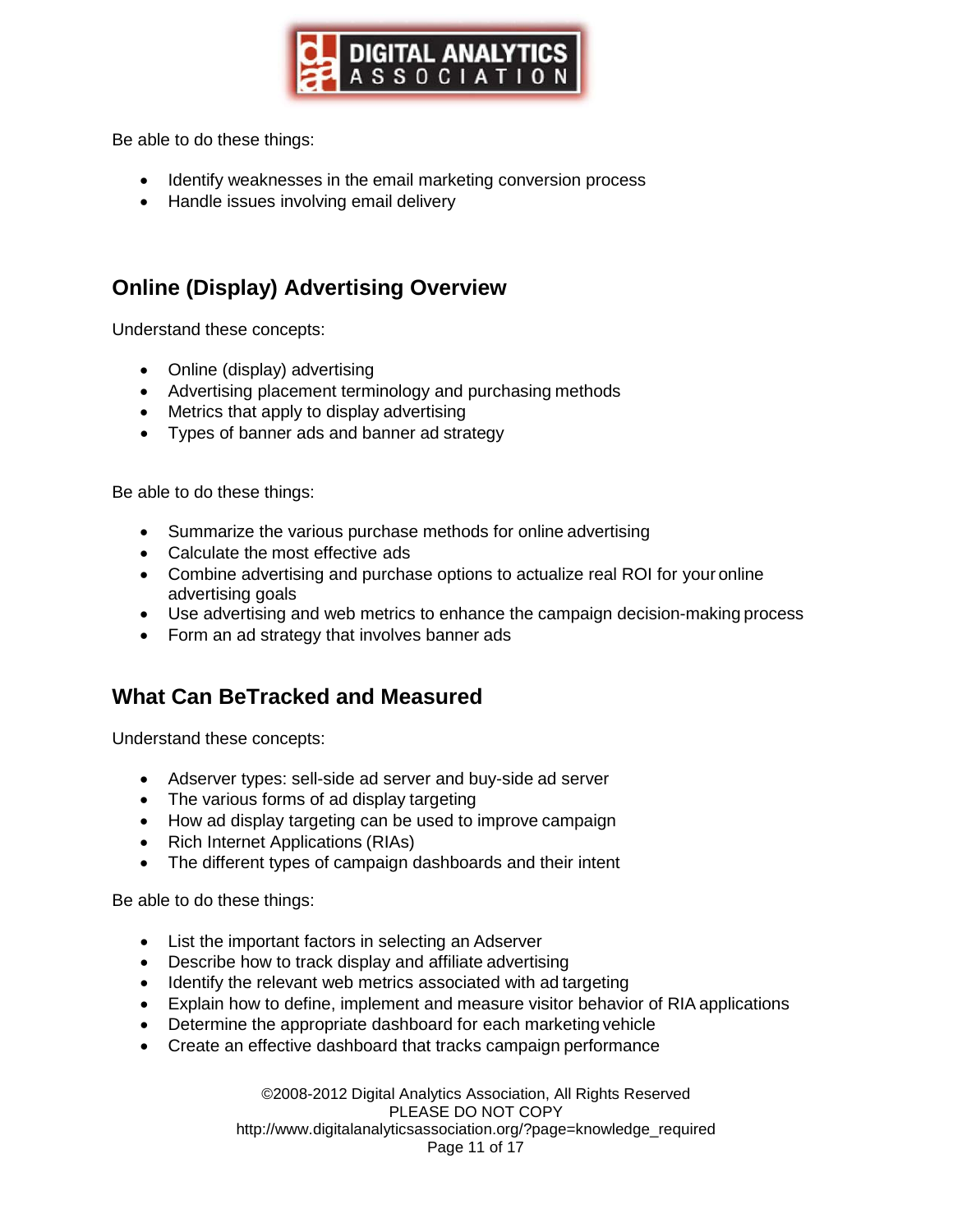Be able to do these things:

- Identify weaknesses in the email marketing conversion process
- Handle issues involving email delivery

## Online (Display) Advertising Overview

Understand these concepts:

- Online (display) advertising
- Advertising placement terminology and purchasing methods
- Metrics that apply to display advertising
- Types of banner ads and banner ad strategy

Be able to do these things:

- Summarize the various purchase methods for online advertising
- Calculate the most effective ads
- Combine advertising and purchase options to actualize real ROI for your online advertising goals
- Use advertising and web metrics to enhance the campaign decision-making process
- Form an ad strategy that involves banner ads

## What Can BeTracked and Measured

Understand these concepts:

- Adserver types: sell-side ad server and buy-side ad server
- The various forms of ad display targeting
- How ad display targeting can be used to improve campaign
- Rich Internet Applications (RIAs)
- The different types of campaign dashboards and their intent

Be able to do these things:

- List the important factors in selecting an Adserver
- Describe how to track display and affiliate advertising
- Identify the relevant web metrics associated with ad targeting
- Explain how to define, implement and measure visitor behavior of RIA applications
- Determine the appropriate dashboard for each marketing vehicle
- Create an effective dashboard that tracks campaign performance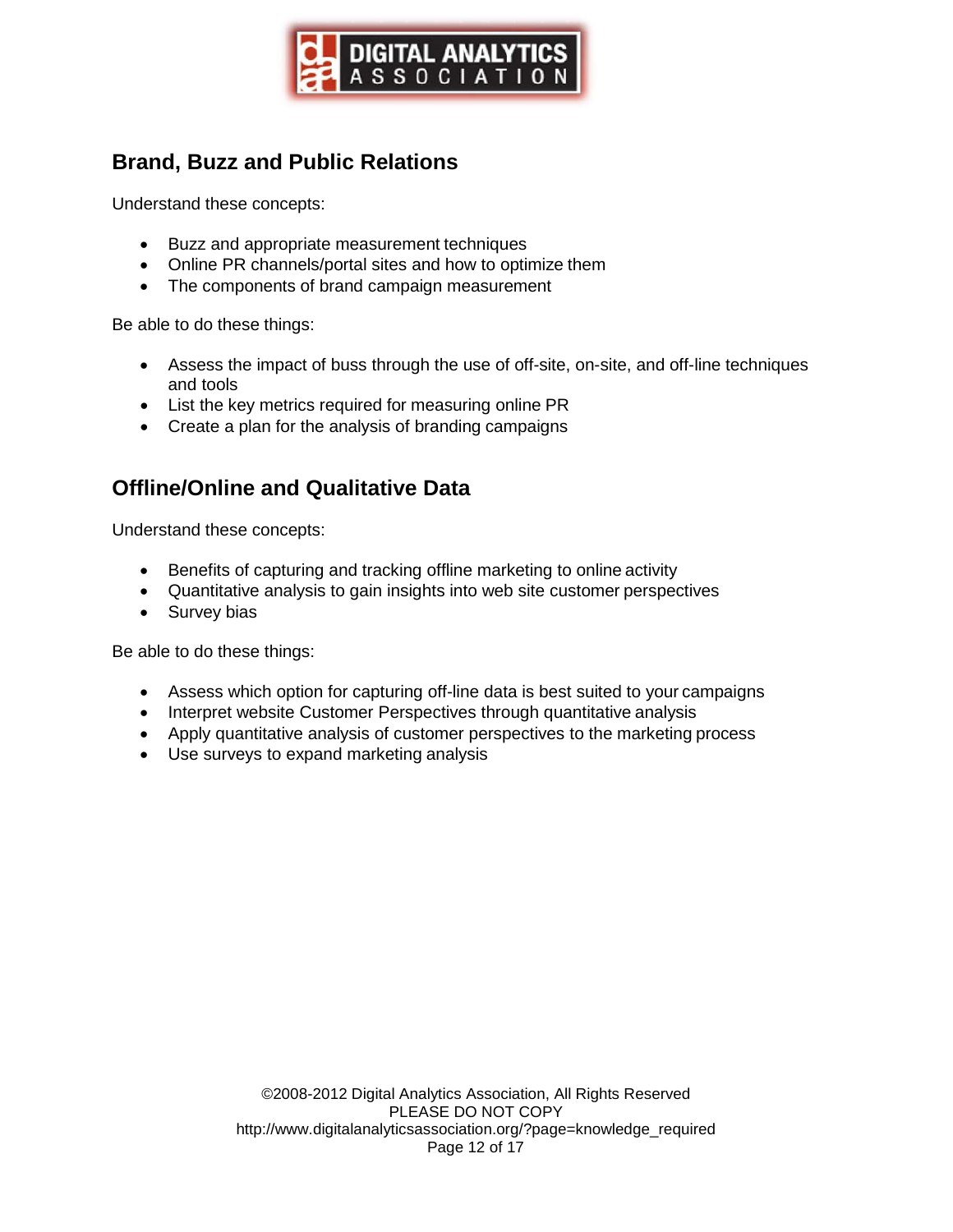## Brand, Buzz and Public Relations

Understand these concepts:

- Buzz and appropriate measurement techniques
- Online PR channels/portal sites and how to optimize them
- The components of brand campaign measurement

Be able to do these things:

- Assess the impact of buss through the use of off-site, on-site, and off-line techniques and tools
- List the key metrics required for measuring online PR
- Create a plan for the analysis of branding campaigns

## Offline/Online and Qualitative Data

Understand these concepts:

- Benefits of capturing and tracking offline marketing to online activity
- Quantitative analysis to gain insights into web site customer perspectives
- Survey bias

Be able to do these things:

- Assess which option for capturing off-line data is best suited to your campaigns
- Interpret website Customer Perspectives through quantitative analysis
- Apply quantitative analysis of customer perspectives to the marketing process
- Use surveys to expand marketing analysis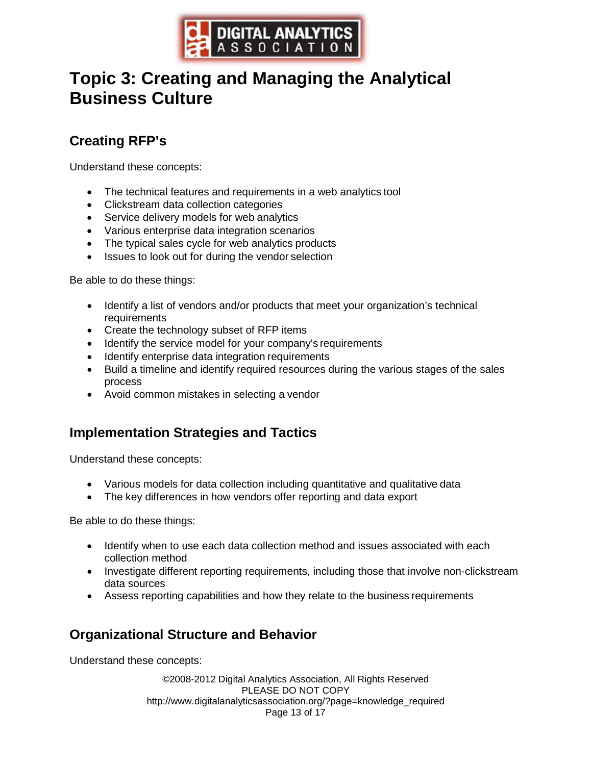# Topic 3: Creating and Managing the Analytical Business Culture

## Creating RFP's

Understand these concepts:

- The technical features and requirements in a web analytics tool
- Clickstream data collection categories
- Service delivery models for web analytics
- Various enterprise data integration scenarios
- The typical sales cycle for web analytics products
- Issues to look out for during the vendor selection

Be able to do these things:

- Identify a list of vendors and/or products that meet your organization's technical requirements
- Create the technology subset of RFP items
- Identify the service model for your company's requirements
- Identify enterprise data integration requirements
- Build a timeline and identify required resources during the various stages of the sales process
- Avoid common mistakes in selecting a vendor

## Implementation Strategies and Tactics

Understand these concepts:

- Various models for data collection including quantitative and qualitative data
- The key differences in how vendors offer reporting and data export

Be able to do these things:

- Identify when to use each data collection method and issues associated with each collection method
- Investigate different reporting requirements, including those that involve non-clickstream data sources
- Assess reporting capabilities and how they relate to the business requirements

## Organizational Structure and Behavior

Understand these concepts: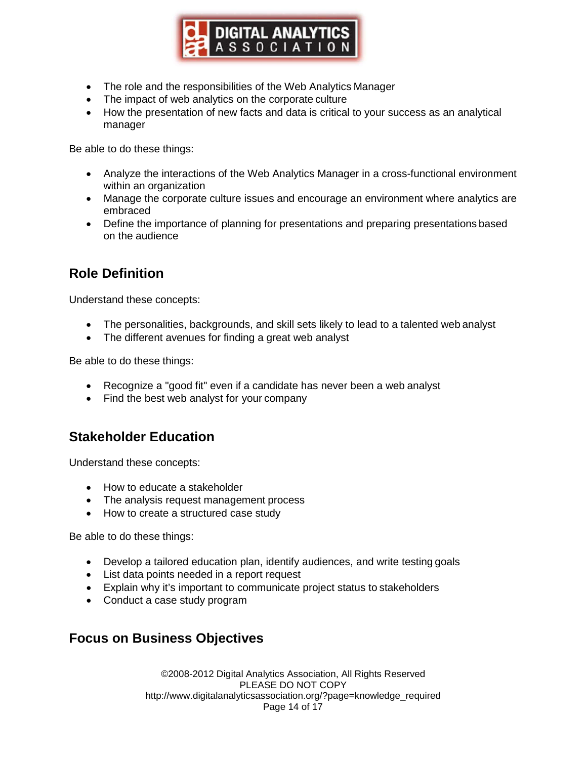- The role and the responsibilities of the Web Analytics Manager
- The impact of web analytics on the corporate culture
- How the presentation of new facts and data is critical to your success as an analytical manager

Be able to do these things:

- Analyze the interactions of the Web Analytics Manager in a cross-functional environment within an organization
- Manage the corporate culture issues and encourage an environment where analytics are embraced
- Define the importance of planning for presentations and preparing presentations based on the audience

## Role Definition

Understand these concepts:

- The personalities, backgrounds, and skill sets likely to lead to a talented web analyst
- The different avenues for finding a great web analyst

Be able to do these things:

- Recognize a "good fit" even if a candidate has never been a web analyst
- Find the best web analyst for your company

## Stakeholder Education

Understand these concepts:

- How to educate a stakeholder
- The analysis request management process
- How to create a structured case study

Be able to do these things:

- Develop a tailored education plan, identify audiences, and write testing goals
- List data points needed in a report request
- Explain why it's important to communicate project status to stakeholders
- Conduct a case study program

## Focus on Business Objectives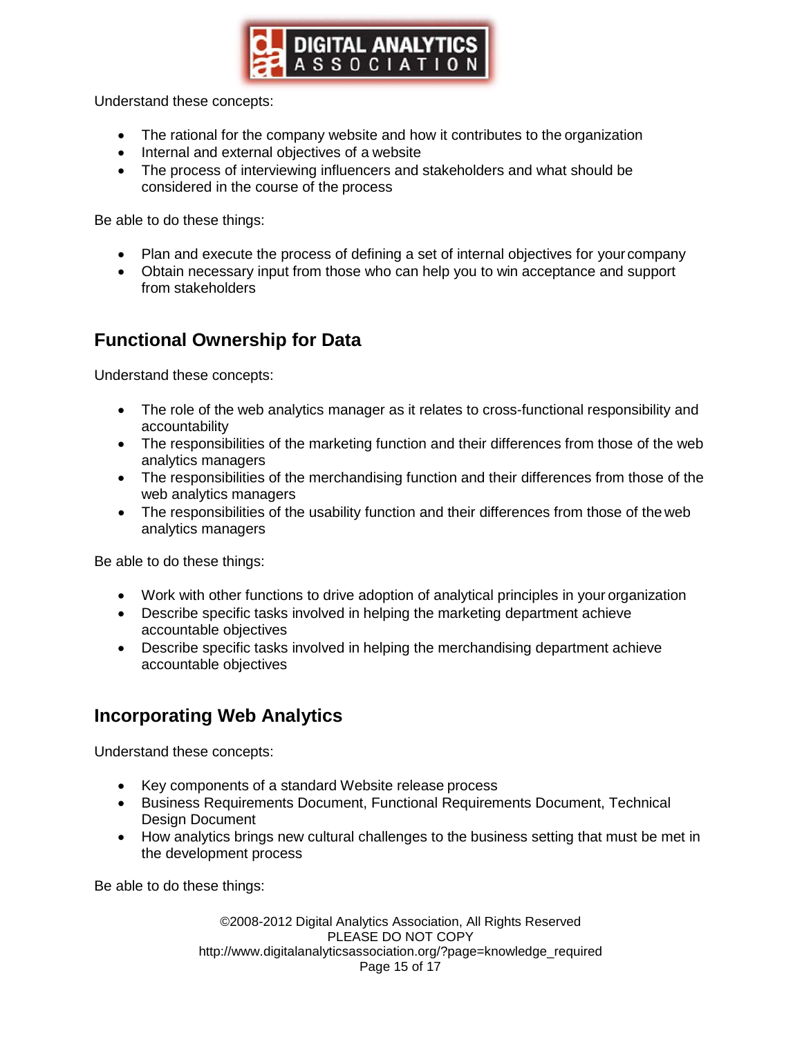Understand these concepts:

- The rational for the company website and how it contributes to the organization
- Internal and external objectives of a website
- The process of interviewing influencers and stakeholders and what should be considered in the course of the process

Be able to do these things:

- Plan and execute the process of defining a set of internal objectives for your company
- Obtain necessary input from those who can help you to win acceptance and support from stakeholders

## Functional Ownership for Data

Understand these concepts:

- The role of the web analytics manager as it relates to cross-functional responsibility and accountability
- The responsibilities of the marketing function and their differences from those of the web analytics managers
- The responsibilities of the merchandising function and their differences from those of the web analytics managers
- The responsibilities of the usability function and their differences from those of the web analytics managers

Be able to do these things:

- Work with other functions to drive adoption of analytical principles in your organization
- Describe specific tasks involved in helping the marketing department achieve accountable objectives
- Describe specific tasks involved in helping the merchandising department achieve accountable objectives

## Incorporating Web Analytics

Understand these concepts:

- Key components of a standard Website release process
- Business Requirements Document, Functional Requirements Document, Technical Design Document
- How analytics brings new cultural challenges to the business setting that must be met in the development process

Be able to do these things: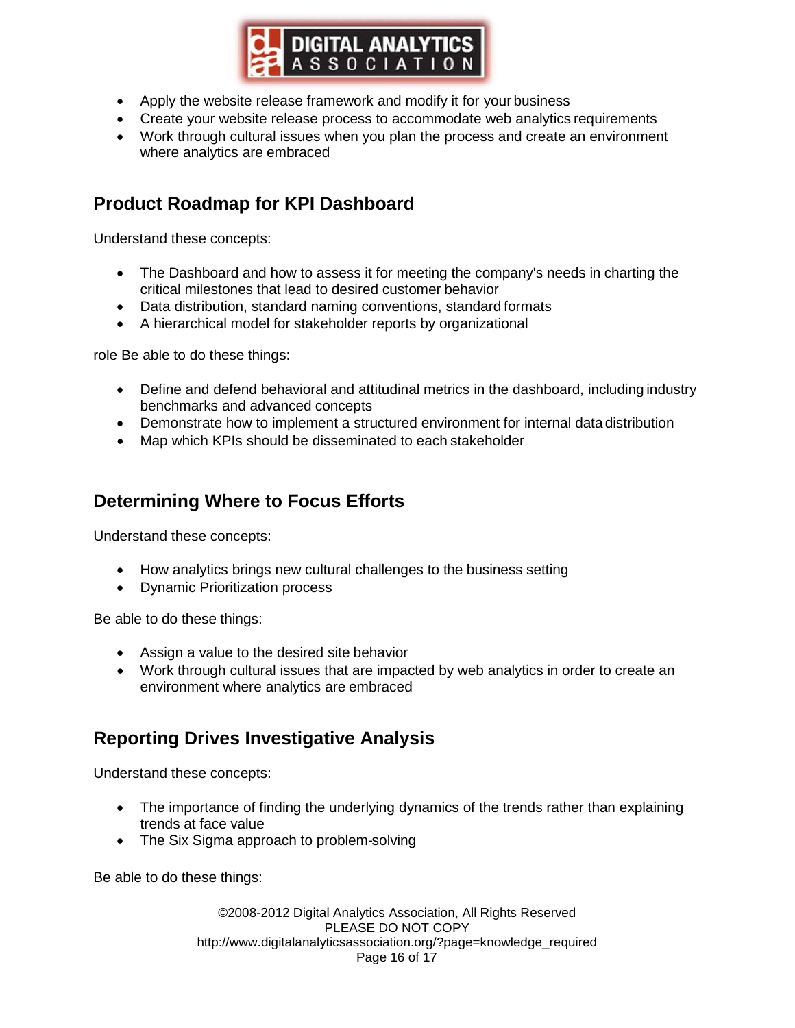- Apply the website release framework and modify it for your business
- Create your website release process to accommodate web analytics requirements
- Work through cultural issues when you plan the process and create an environment where analytics are embraced

## Product Roadmap for KPI Dashboard

Understand these concepts:

- The Dashboard and how to assess it for meeting the company's needs in charting the critical milestones that lead to desired customer behavior
- Data distribution, standard naming conventions, standard formats
- A hierarchical model for stakeholder reports by organizational

role Be able to do these things:

- Define and defend behavioral and attitudinal metrics in the dashboard, including industry benchmarks and advanced concepts
- Demonstrate how to implement a structured environment for internal data distribution
- Map which KPIs should be disseminated to each stakeholder

## Determining Where to Focus Efforts

Understand these concepts:

- How analytics brings new cultural challenges to the business setting
- Dynamic Prioritization process

Be able to do these things:

- Assign a value to the desired site behavior
- Work through cultural issues that are impacted by web analytics in order to create an environment where analytics are embraced

## Reporting Drives Investigative Analysis

Understand these concepts:

- The importance of finding the underlying dynamics of the trends rather than explaining trends at face value
- The Six Sigma approach to problem-solving

Be able to do these things: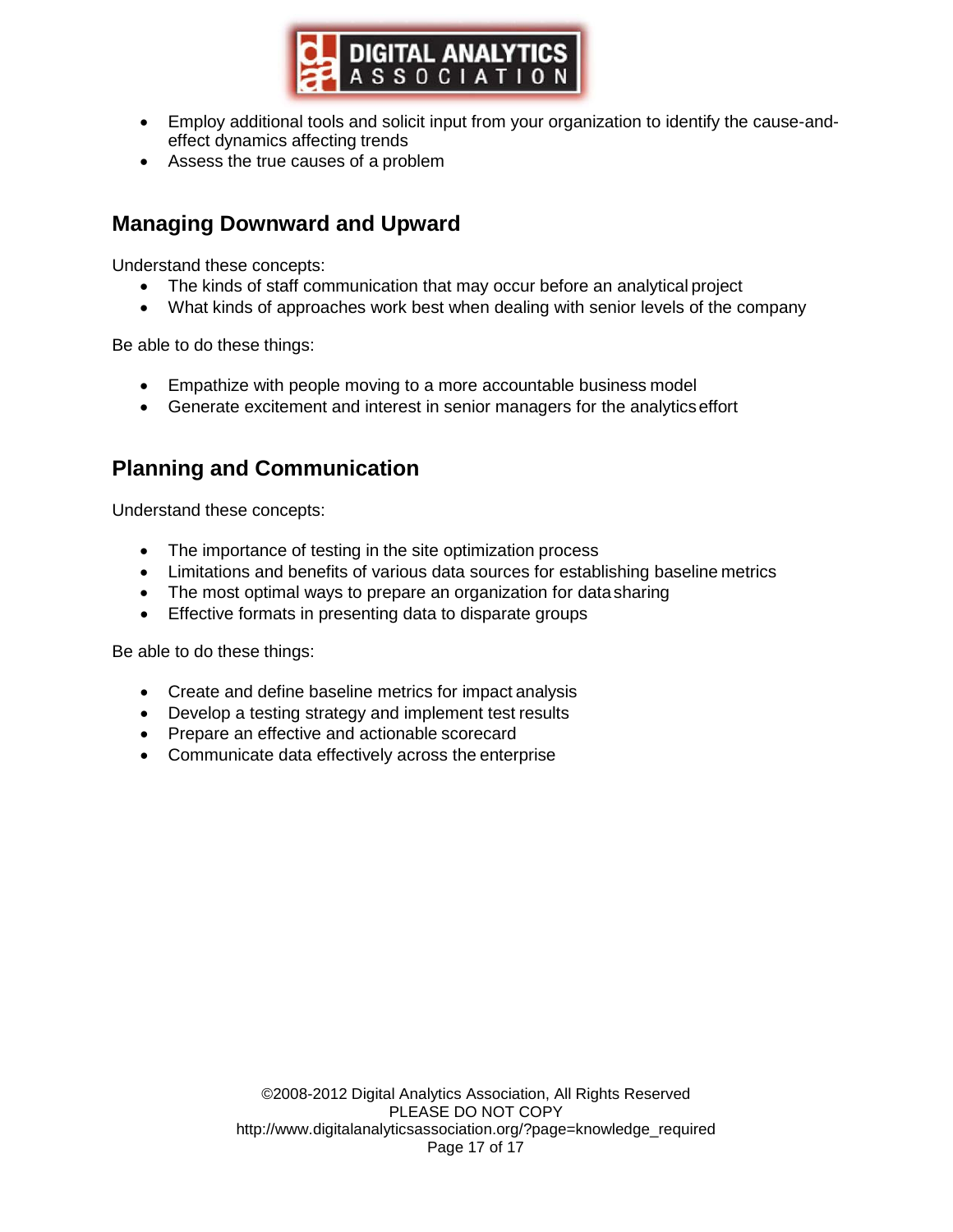- Employ additional tools and solicit input from your organization to identify the cause-and-effect dynamics affecting trends
- Assess the true causes of a problem

## Managing Downward and Upward

Understand these concepts:

- The kinds of staff communication that may occur before an analytical project
- What kinds of approaches work best when dealing with senior levels of the company

Be able to do these things:

- Empathize with people moving to a more accountable business model
- Generate excitement and interest in senior managers for the analytics effort

## Planning and Communication

Understand these concepts:

- The importance of testing in the site optimization process
- Limitations and benefits of various data sources for establishing baseline metrics
- The most optimal ways to prepare an organization for data sharing
- Effective formats in presenting data to disparate groups

Be able to do these things:

- Create and define baseline metrics for impact analysis
- Develop a testing strategy and implement test results
- Prepare an effective and actionable scorecard
- Communicate data effectively across the enterprise